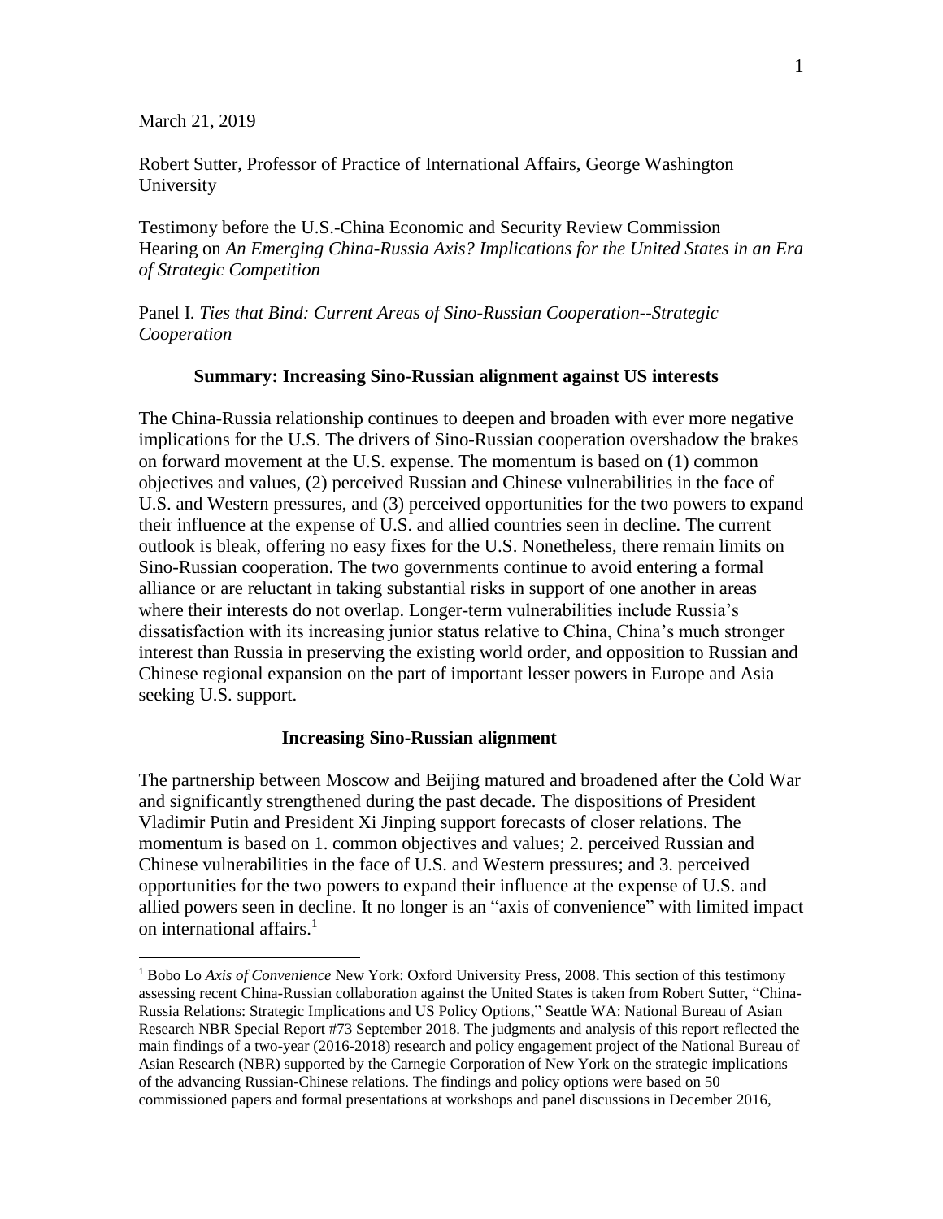March 21, 2019

Robert Sutter, Professor of Practice of International Affairs, George Washington University

Testimony before the U.S.-China Economic and Security Review Commission
Hearing on *An Emerging China-Russia Axis? Implications for the United States in an Era of Strategic Competition*

Panel I. *Ties that Bind: Current Areas of Sino-Russian Cooperation--Strategic Cooperation*

## Summary: Increasing Sino-Russian alignment against US interests

The China-Russia relationship continues to deepen and broaden with ever more negative implications for the U.S. The drivers of Sino-Russian cooperation overshadow the brakes on forward movement at the U.S. expense. The momentum is based on (1) common objectives and values, (2) perceived Russian and Chinese vulnerabilities in the face of U.S. and Western pressures, and (3) perceived opportunities for the two powers to expand their influence at the expense of U.S. and allied countries seen in decline. The current outlook is bleak, offering no easy fixes for the U.S. Nonetheless, there remain limits on Sino-Russian cooperation. The two governments continue to avoid entering a formal alliance or are reluctant in taking substantial risks in support of one another in areas where their interests do not overlap. Longer-term vulnerabilities include Russia's dissatisfaction with its increasing junior status relative to China, China's much stronger interest than Russia in preserving the existing world order, and opposition to Russian and Chinese regional expansion on the part of important lesser powers in Europe and Asia seeking U.S. support.

## Increasing Sino-Russian alignment

The partnership between Moscow and Beijing matured and broadened after the Cold War and significantly strengthened during the past decade. The dispositions of President Vladimir Putin and President Xi Jinping support forecasts of closer relations. The momentum is based on 1. common objectives and values; 2. perceived Russian and Chinese vulnerabilities in the face of U.S. and Western pressures; and 3. perceived opportunities for the two powers to expand their influence at the expense of U.S. and allied powers seen in decline. It no longer is an "axis of convenience" with limited impact on international affairs.[1]

[1] Bobo Lo *Axis of Convenience* New York: Oxford University Press, 2008. This section of this testimony assessing recent China-Russian collaboration against the United States is taken from Robert Sutter, "China-Russia Relations: Strategic Implications and US Policy Options," Seattle WA: National Bureau of Asian Research NBR Special Report #73 September 2018. The judgments and analysis of this report reflected the main findings of a two-year (2016-2018) research and policy engagement project of the National Bureau of Asian Research (NBR) supported by the Carnegie Corporation of New York on the strategic implications of the advancing Russian-Chinese relations. The findings and policy options were based on 50 commissioned papers and formal presentations at workshops and panel discussions in December 2016,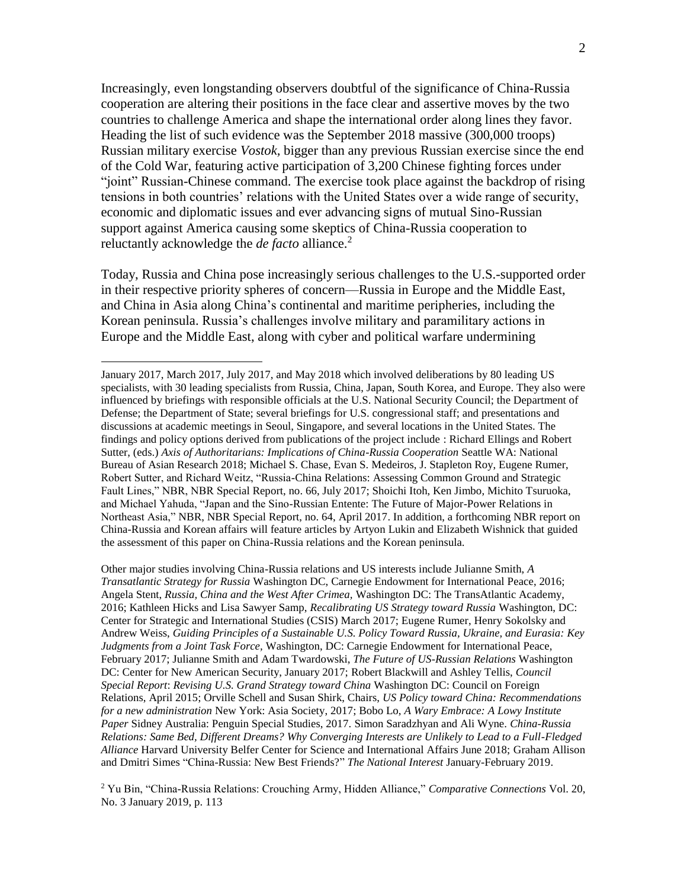Increasingly, even longstanding observers doubtful of the significance of China-Russia cooperation are altering their positions in the face clear and assertive moves by the two countries to challenge America and shape the international order along lines they favor. Heading the list of such evidence was the September 2018 massive (300,000 troops) Russian military exercise *Vostok*, bigger than any previous Russian exercise since the end of the Cold War, featuring active participation of 3,200 Chinese fighting forces under "joint" Russian-Chinese command. The exercise took place against the backdrop of rising tensions in both countries' relations with the United States over a wide range of security, economic and diplomatic issues and ever advancing signs of mutual Sino-Russian support against America causing some skeptics of China-Russia cooperation to reluctantly acknowledge the *de facto* alliance.[2]

Today, Russia and China pose increasingly serious challenges to the U.S.-supported order in their respective priority spheres of concern—Russia in Europe and the Middle East, and China in Asia along China's continental and maritime peripheries, including the Korean peninsula. Russia's challenges involve military and paramilitary actions in Europe and the Middle East, along with cyber and political warfare undermining

---

January 2017, March 2017, July 2017, and May 2018 which involved deliberations by 80 leading US specialists, with 30 leading specialists from Russia, China, Japan, South Korea, and Europe. They also were influenced by briefings with responsible officials at the U.S. National Security Council; the Department of Defense; the Department of State; several briefings for U.S. congressional staff; and presentations and discussions at academic meetings in Seoul, Singapore, and several locations in the United States. The findings and policy options derived from publications of the project include : Richard Ellings and Robert Sutter, (eds.) *Axis of Authoritarians: Implications of China-Russia Cooperation* Seattle WA: National Bureau of Asian Research 2018; Michael S. Chase, Evan S. Medeiros, J. Stapleton Roy, Eugene Rumer, Robert Sutter, and Richard Weitz, "Russia-China Relations: Assessing Common Ground and Strategic Fault Lines," NBR, NBR Special Report, no. 66, July 2017; Shoichi Itoh, Ken Jimbo, Michito Tsuruoka, and Michael Yahuda, "Japan and the Sino-Russian Entente: The Future of Major-Power Relations in Northeast Asia," NBR, NBR Special Report, no. 64, April 2017. In addition, a forthcoming NBR report on China-Russia and Korean affairs will feature articles by Artyon Lukin and Elizabeth Wishnick that guided the assessment of this paper on China-Russia relations and the Korean peninsula.

Other major studies involving China-Russia relations and US interests include Julianne Smith, *A Transatlantic Strategy for Russia* Washington DC, Carnegie Endowment for International Peace, 2016; Angela Stent, *Russia, China and the West After Crimea,* Washington DC: The TransAtlantic Academy, 2016; Kathleen Hicks and Lisa Sawyer Samp, *Recalibrating US Strategy toward Russia* Washington, DC: Center for Strategic and International Studies (CSIS) March 2017; Eugene Rumer, Henry Sokolsky and Andrew Weiss, *Guiding Principles of a Sustainable U.S. Policy Toward Russia, Ukraine, and Eurasia: Key Judgments from a Joint Task Force,* Washington, DC: Carnegie Endowment for International Peace, February 2017; Julianne Smith and Adam Twardowski, *The Future of US-Russian Relations* Washington DC: Center for New American Security, January 2017; Robert Blackwill and Ashley Tellis, *Council Special Report*: *Revising U.S. Grand Strategy toward China* Washington DC: Council on Foreign Relations, April 2015; Orville Schell and Susan Shirk, Chairs, *US Policy toward China: Recommendations for a new administration* New York: Asia Society, 2017; Bobo Lo, *A Wary Embrace: A Lowy Institute Paper* Sidney Australia: Penguin Special Studies, 2017. Simon Saradzhyan and Ali Wyne. *China-Russia Relations: Same Bed, Different Dreams? Why Converging Interests are Unlikely to Lead to a Full-Fledged Alliance* Harvard University Belfer Center for Science and International Affairs June 2018; Graham Allison and Dmitri Simes "China-Russia: New Best Friends?" *The National Interest* January-February 2019.

[2] Yu Bin, "China-Russia Relations: Crouching Army, Hidden Alliance," *Comparative Connections* Vol. 20, No. 3 January 2019, p. 113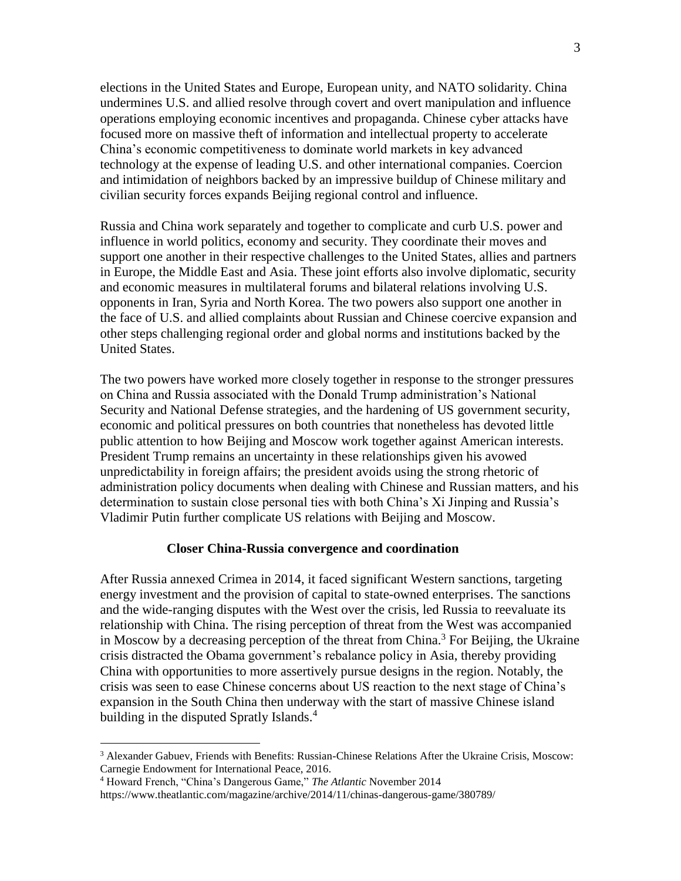elections in the United States and Europe, European unity, and NATO solidarity. China undermines U.S. and allied resolve through covert and overt manipulation and influence operations employing economic incentives and propaganda. Chinese cyber attacks have focused more on massive theft of information and intellectual property to accelerate China's economic competitiveness to dominate world markets in key advanced technology at the expense of leading U.S. and other international companies. Coercion and intimidation of neighbors backed by an impressive buildup of Chinese military and civilian security forces expands Beijing regional control and influence.

Russia and China work separately and together to complicate and curb U.S. power and influence in world politics, economy and security. They coordinate their moves and support one another in their respective challenges to the United States, allies and partners in Europe, the Middle East and Asia. These joint efforts also involve diplomatic, security and economic measures in multilateral forums and bilateral relations involving U.S. opponents in Iran, Syria and North Korea. The two powers also support one another in the face of U.S. and allied complaints about Russian and Chinese coercive expansion and other steps challenging regional order and global norms and institutions backed by the United States.

The two powers have worked more closely together in response to the stronger pressures on China and Russia associated with the Donald Trump administration's National Security and National Defense strategies, and the hardening of US government security, economic and political pressures on both countries that nonetheless has devoted little public attention to how Beijing and Moscow work together against American interests. President Trump remains an uncertainty in these relationships given his avowed unpredictability in foreign affairs; the president avoids using the strong rhetoric of administration policy documents when dealing with Chinese and Russian matters, and his determination to sustain close personal ties with both China's Xi Jinping and Russia's Vladimir Putin further complicate US relations with Beijing and Moscow.

### Closer China-Russia convergence and coordination

After Russia annexed Crimea in 2014, it faced significant Western sanctions, targeting energy investment and the provision of capital to state-owned enterprises. The sanctions and the wide-ranging disputes with the West over the crisis, led Russia to reevaluate its relationship with China. The rising perception of threat from the West was accompanied in Moscow by a decreasing perception of the threat from China.[3] For Beijing, the Ukraine crisis distracted the Obama government's rebalance policy in Asia, thereby providing China with opportunities to more assertively pursue designs in the region. Notably, the crisis was seen to ease Chinese concerns about US reaction to the next stage of China's expansion in the South China then underway with the start of massive Chinese island building in the disputed Spratly Islands.[4]

---

[3] Alexander Gabuev, Friends with Benefits: Russian-Chinese Relations After the Ukraine Crisis, Moscow: Carnegie Endowment for International Peace, 2016.

[4] Howard French, "China's Dangerous Game," *The Atlantic* November 2014 https://www.theatlantic.com/magazine/archive/2014/11/chinas-dangerous-game/380789/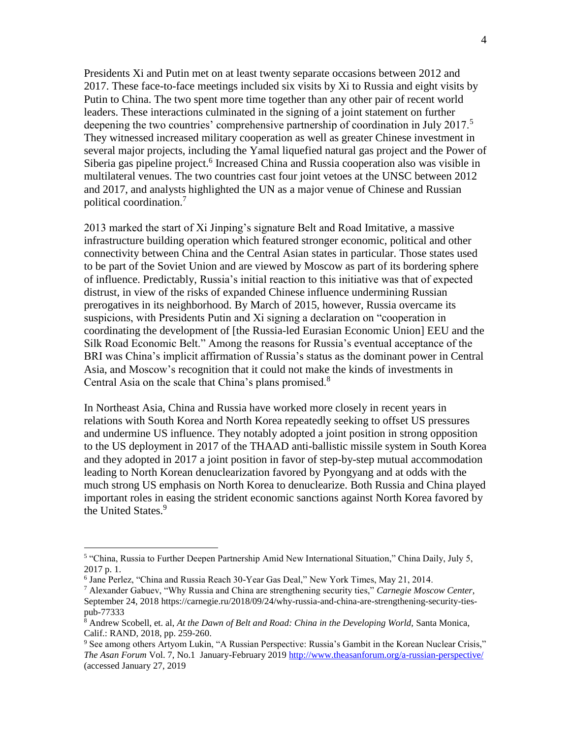Presidents Xi and Putin met on at least twenty separate occasions between 2012 and 2017. These face-to-face meetings included six visits by Xi to Russia and eight visits by Putin to China. The two spent more time together than any other pair of recent world leaders. These interactions culminated in the signing of a joint statement on further deepening the two countries' comprehensive partnership of coordination in July 2017.[5] They witnessed increased military cooperation as well as greater Chinese investment in several major projects, including the Yamal liquefied natural gas project and the Power of Siberia gas pipeline project.[6] Increased China and Russia cooperation also was visible in multilateral venues. The two countries cast four joint vetoes at the UNSC between 2012 and 2017, and analysts highlighted the UN as a major venue of Chinese and Russian political coordination.[7]

2013 marked the start of Xi Jinping's signature Belt and Road Imitative, a massive infrastructure building operation which featured stronger economic, political and other connectivity between China and the Central Asian states in particular. Those states used to be part of the Soviet Union and are viewed by Moscow as part of its bordering sphere of influence. Predictably, Russia's initial reaction to this initiative was that of expected distrust, in view of the risks of expanded Chinese influence undermining Russian prerogatives in its neighborhood. By March of 2015, however, Russia overcame its suspicions, with Presidents Putin and Xi signing a declaration on "cooperation in coordinating the development of [the Russia-led Eurasian Economic Union] EEU and the Silk Road Economic Belt." Among the reasons for Russia's eventual acceptance of the BRI was China's implicit affirmation of Russia's status as the dominant power in Central Asia, and Moscow's recognition that it could not make the kinds of investments in Central Asia on the scale that China's plans promised.[8]

In Northeast Asia, China and Russia have worked more closely in recent years in relations with South Korea and North Korea repeatedly seeking to offset US pressures and undermine US influence. They notably adopted a joint position in strong opposition to the US deployment in 2017 of the THAAD anti-ballistic missile system in South Korea and they adopted in 2017 a joint position in favor of step-by-step mutual accommodation leading to North Korean denuclearization favored by Pyongyang and at odds with the much strong US emphasis on North Korea to denuclearize. Both Russia and China played important roles in easing the strident economic sanctions against North Korea favored by the United States.[9]

---

[5] "China, Russia to Further Deepen Partnership Amid New International Situation," China Daily, July 5, 2017 p. 1.

[6] Jane Perlez, "China and Russia Reach 30-Year Gas Deal," New York Times, May 21, 2014.

[7] Alexander Gabuev, "Why Russia and China are strengthening security ties," *Carnegie Moscow Center*, September 24, 2018 https://carnegie.ru/2018/09/24/why-russia-and-china-are-strengthening-security-ties-pub-77333

[8] Andrew Scobell, et. al, *At the Dawn of Belt and Road: China in the Developing World,* Santa Monica, Calif.: RAND, 2018, pp. 259-260.

[9] See among others Artyom Lukin, "A Russian Perspective: Russia's Gambit in the Korean Nuclear Crisis," *The Asan Forum* Vol. 7, No.1 January-February 2019 http://www.theasanforum.org/a-russian-perspective/ (accessed January 27, 2019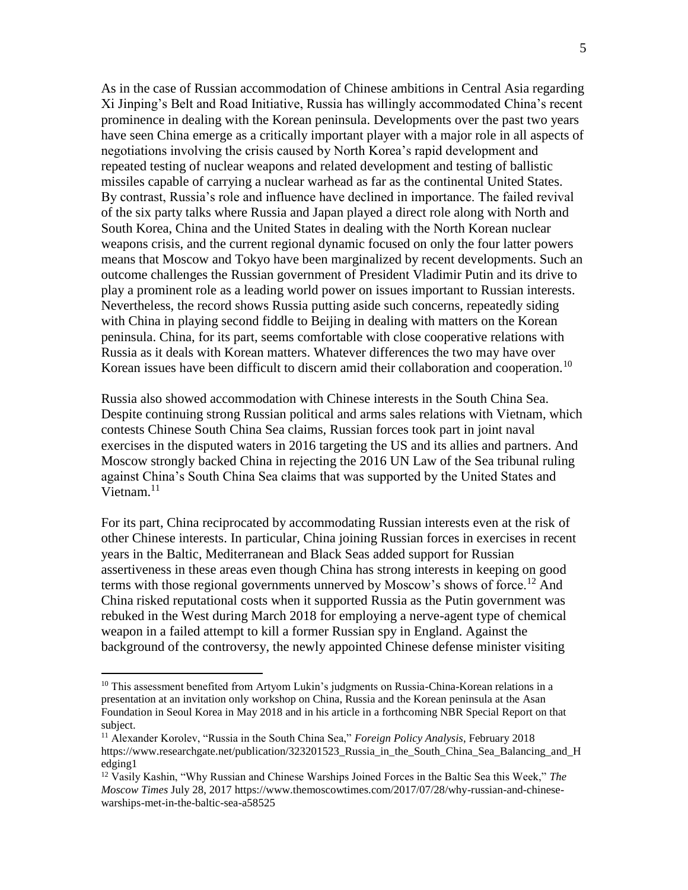As in the case of Russian accommodation of Chinese ambitions in Central Asia regarding Xi Jinping's Belt and Road Initiative, Russia has willingly accommodated China's recent prominence in dealing with the Korean peninsula. Developments over the past two years have seen China emerge as a critically important player with a major role in all aspects of negotiations involving the crisis caused by North Korea's rapid development and repeated testing of nuclear weapons and related development and testing of ballistic missiles capable of carrying a nuclear warhead as far as the continental United States. By contrast, Russia's role and influence have declined in importance. The failed revival of the six party talks where Russia and Japan played a direct role along with North and South Korea, China and the United States in dealing with the North Korean nuclear weapons crisis, and the current regional dynamic focused on only the four latter powers means that Moscow and Tokyo have been marginalized by recent developments. Such an outcome challenges the Russian government of President Vladimir Putin and its drive to play a prominent role as a leading world power on issues important to Russian interests. Nevertheless, the record shows Russia putting aside such concerns, repeatedly siding with China in playing second fiddle to Beijing in dealing with matters on the Korean peninsula. China, for its part, seems comfortable with close cooperative relations with Russia as it deals with Korean matters. Whatever differences the two may have over Korean issues have been difficult to discern amid their collaboration and cooperation.[10]

Russia also showed accommodation with Chinese interests in the South China Sea. Despite continuing strong Russian political and arms sales relations with Vietnam, which contests Chinese South China Sea claims, Russian forces took part in joint naval exercises in the disputed waters in 2016 targeting the US and its allies and partners. And Moscow strongly backed China in rejecting the 2016 UN Law of the Sea tribunal ruling against China's South China Sea claims that was supported by the United States and Vietnam.[11]

For its part, China reciprocated by accommodating Russian interests even at the risk of other Chinese interests. In particular, China joining Russian forces in exercises in recent years in the Baltic, Mediterranean and Black Seas added support for Russian assertiveness in these areas even though China has strong interests in keeping on good terms with those regional governments unnerved by Moscow's shows of force.[12] And China risked reputational costs when it supported Russia as the Putin government was rebuked in the West during March 2018 for employing a nerve-agent type of chemical weapon in a failed attempt to kill a former Russian spy in England. Against the background of the controversy, the newly appointed Chinese defense minister visiting

---

[10] This assessment benefited from Artyom Lukin's judgments on Russia-China-Korean relations in a presentation at an invitation only workshop on China, Russia and the Korean peninsula at the Asan Foundation in Seoul Korea in May 2018 and in his article in a forthcoming NBR Special Report on that subject.

[11] Alexander Korolev, "Russia in the South China Sea," *Foreign Policy Analysis*, February 2018 https://www.researchgate.net/publication/323201523_Russia_in_the_South_China_Sea_Balancing_and_Hedging1

[12] Vasily Kashin, "Why Russian and Chinese Warships Joined Forces in the Baltic Sea this Week," *The Moscow Times* July 28, 2017 https://www.themoscowtimes.com/2017/07/28/why-russian-and-chinese-warships-met-in-the-baltic-sea-a58525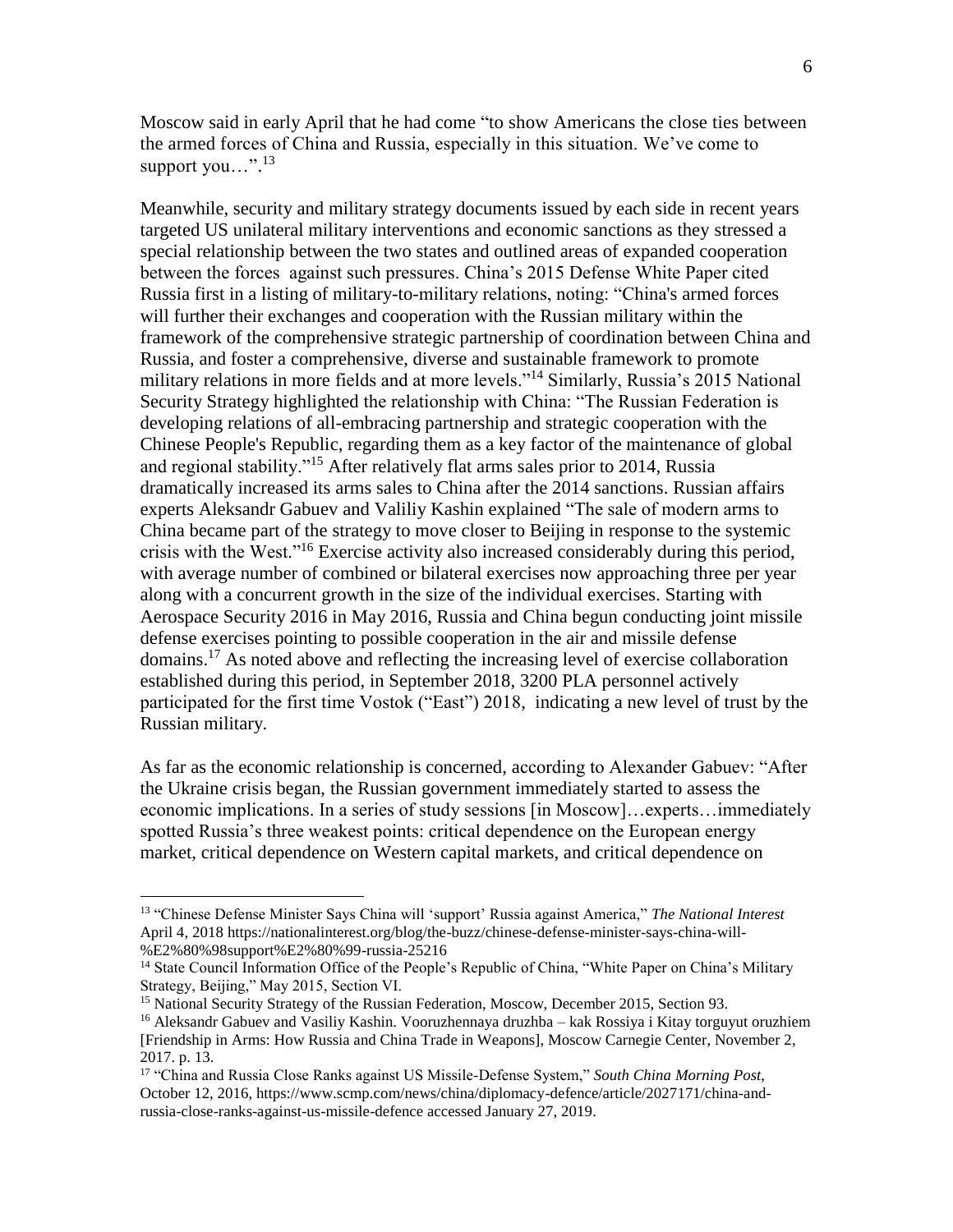Moscow said in early April that he had come "to show Americans the close ties between the armed forces of China and Russia, especially in this situation. We've come to support you…".[13]

Meanwhile, security and military strategy documents issued by each side in recent years targeted US unilateral military interventions and economic sanctions as they stressed a special relationship between the two states and outlined areas of expanded cooperation between the forces against such pressures. China's 2015 Defense White Paper cited Russia first in a listing of military-to-military relations, noting: "China's armed forces will further their exchanges and cooperation with the Russian military within the framework of the comprehensive strategic partnership of coordination between China and Russia, and foster a comprehensive, diverse and sustainable framework to promote military relations in more fields and at more levels."[14] Similarly, Russia's 2015 National Security Strategy highlighted the relationship with China: "The Russian Federation is developing relations of all-embracing partnership and strategic cooperation with the Chinese People's Republic, regarding them as a key factor of the maintenance of global and regional stability."[15] After relatively flat arms sales prior to 2014, Russia dramatically increased its arms sales to China after the 2014 sanctions. Russian affairs experts Aleksandr Gabuev and Valiliy Kashin explained "The sale of modern arms to China became part of the strategy to move closer to Beijing in response to the systemic crisis with the West."[16] Exercise activity also increased considerably during this period, with average number of combined or bilateral exercises now approaching three per year along with a concurrent growth in the size of the individual exercises. Starting with Aerospace Security 2016 in May 2016, Russia and China begun conducting joint missile defense exercises pointing to possible cooperation in the air and missile defense domains.[17] As noted above and reflecting the increasing level of exercise collaboration established during this period, in September 2018, 3200 PLA personnel actively participated for the first time Vostok ("East") 2018, indicating a new level of trust by the Russian military.

As far as the economic relationship is concerned, according to Alexander Gabuev: "After the Ukraine crisis began, the Russian government immediately started to assess the economic implications. In a series of study sessions [in Moscow]…experts…immediately spotted Russia's three weakest points: critical dependence on the European energy market, critical dependence on Western capital markets, and critical dependence on

---

[13] "Chinese Defense Minister Says China will 'support' Russia against America," *The National Interest* April 4, 2018 https://nationalinterest.org/blog/the-buzz/chinese-defense-minister-says-china-will-%E2%80%98support%E2%80%99-russia-25216

[14] State Council Information Office of the People's Republic of China, "White Paper on China's Military Strategy, Beijing," May 2015, Section VI.

[15] National Security Strategy of the Russian Federation, Moscow, December 2015, Section 93.

[16] Aleksandr Gabuev and Vasiliy Kashin. Vooruzhennaya druzhba – kak Rossiya i Kitay torguyut oruzhiem [Friendship in Arms: How Russia and China Trade in Weapons], Moscow Carnegie Center, November 2, 2017. p. 13.

[17] "China and Russia Close Ranks against US Missile-Defense System," *South China Morning Post*, October 12, 2016, https://www.scmp.com/news/china/diplomacy-defence/article/2027171/china-and-russia-close-ranks-against-us-missile-defence accessed January 27, 2019.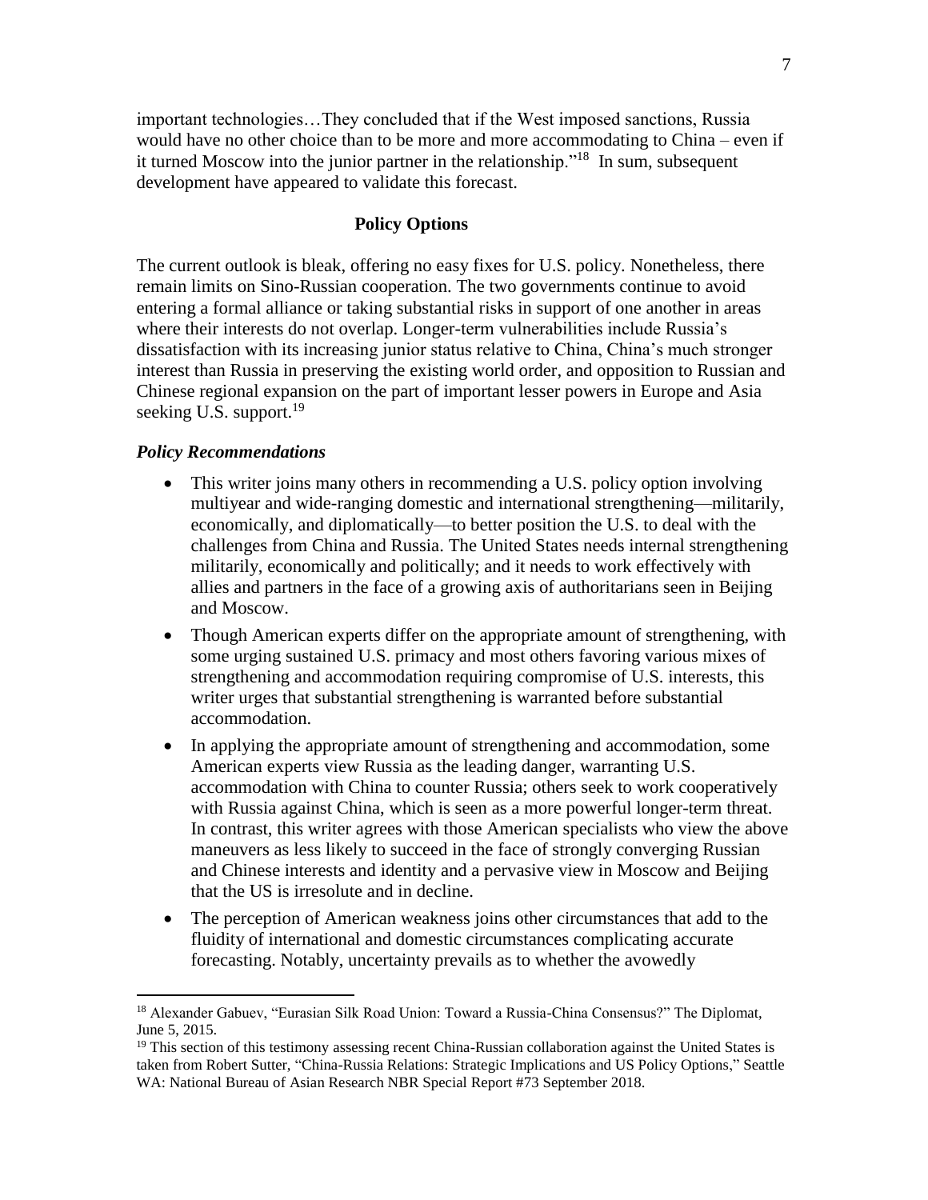important technologies…They concluded that if the West imposed sanctions, Russia would have no other choice than to be more and more accommodating to China – even if it turned Moscow into the junior partner in the relationship."[18] In sum, subsequent development have appeared to validate this forecast.

## Policy Options

The current outlook is bleak, offering no easy fixes for U.S. policy. Nonetheless, there remain limits on Sino-Russian cooperation. The two governments continue to avoid entering a formal alliance or taking substantial risks in support of one another in areas where their interests do not overlap. Longer-term vulnerabilities include Russia's dissatisfaction with its increasing junior status relative to China, China's much stronger interest than Russia in preserving the existing world order, and opposition to Russian and Chinese regional expansion on the part of important lesser powers in Europe and Asia seeking U.S. support.[19]

### *Policy Recommendations*

- This writer joins many others in recommending a U.S. policy option involving multiyear and wide-ranging domestic and international strengthening—militarily, economically, and diplomatically—to better position the U.S. to deal with the challenges from China and Russia. The United States needs internal strengthening militarily, economically and politically; and it needs to work effectively with allies and partners in the face of a growing axis of authoritarians seen in Beijing and Moscow.
- Though American experts differ on the appropriate amount of strengthening, with some urging sustained U.S. primacy and most others favoring various mixes of strengthening and accommodation requiring compromise of U.S. interests, this writer urges that substantial strengthening is warranted before substantial accommodation.
- In applying the appropriate amount of strengthening and accommodation, some American experts view Russia as the leading danger, warranting U.S. accommodation with China to counter Russia; others seek to work cooperatively with Russia against China, which is seen as a more powerful longer-term threat. In contrast, this writer agrees with those American specialists who view the above maneuvers as less likely to succeed in the face of strongly converging Russian and Chinese interests and identity and a pervasive view in Moscow and Beijing that the US is irresolute and in decline.
- The perception of American weakness joins other circumstances that add to the fluidity of international and domestic circumstances complicating accurate forecasting. Notably, uncertainty prevails as to whether the avowedly

[18] Alexander Gabuev, "Eurasian Silk Road Union: Toward a Russia-China Consensus?" The Diplomat, June 5, 2015.

[19] This section of this testimony assessing recent China-Russian collaboration against the United States is taken from Robert Sutter, "China-Russia Relations: Strategic Implications and US Policy Options," Seattle WA: National Bureau of Asian Research NBR Special Report #73 September 2018.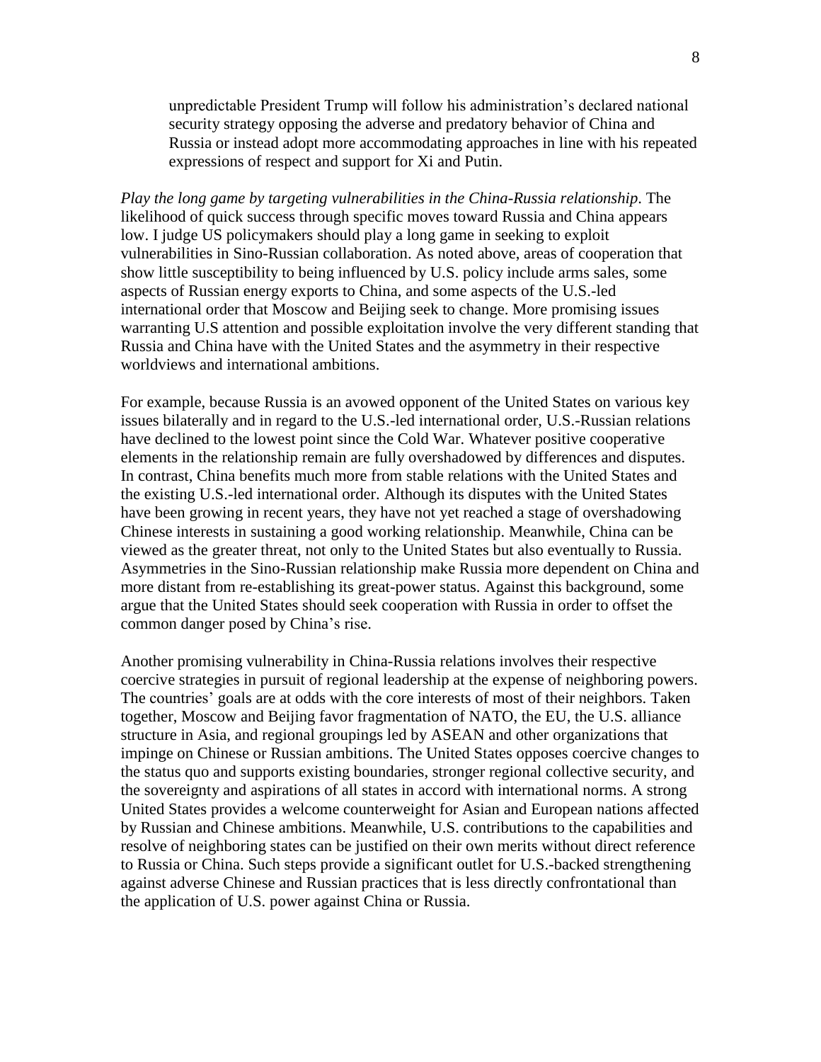> unpredictable President Trump will follow his administration's declared national security strategy opposing the adverse and predatory behavior of China and Russia or instead adopt more accommodating approaches in line with his repeated expressions of respect and support for Xi and Putin.

*Play the long game by targeting vulnerabilities in the China-Russia relationship*. The likelihood of quick success through specific moves toward Russia and China appears low. I judge US policymakers should play a long game in seeking to exploit vulnerabilities in Sino-Russian collaboration. As noted above, areas of cooperation that show little susceptibility to being influenced by U.S. policy include arms sales, some aspects of Russian energy exports to China, and some aspects of the U.S.-led international order that Moscow and Beijing seek to change. More promising issues warranting U.S attention and possible exploitation involve the very different standing that Russia and China have with the United States and the asymmetry in their respective worldviews and international ambitions.

For example, because Russia is an avowed opponent of the United States on various key issues bilaterally and in regard to the U.S.-led international order, U.S.-Russian relations have declined to the lowest point since the Cold War. Whatever positive cooperative elements in the relationship remain are fully overshadowed by differences and disputes. In contrast, China benefits much more from stable relations with the United States and the existing U.S.-led international order. Although its disputes with the United States have been growing in recent years, they have not yet reached a stage of overshadowing Chinese interests in sustaining a good working relationship. Meanwhile, China can be viewed as the greater threat, not only to the United States but also eventually to Russia. Asymmetries in the Sino-Russian relationship make Russia more dependent on China and more distant from re-establishing its great-power status. Against this background, some argue that the United States should seek cooperation with Russia in order to offset the common danger posed by China's rise.

Another promising vulnerability in China-Russia relations involves their respective coercive strategies in pursuit of regional leadership at the expense of neighboring powers. The countries' goals are at odds with the core interests of most of their neighbors. Taken together, Moscow and Beijing favor fragmentation of NATO, the EU, the U.S. alliance structure in Asia, and regional groupings led by ASEAN and other organizations that impinge on Chinese or Russian ambitions. The United States opposes coercive changes to the status quo and supports existing boundaries, stronger regional collective security, and the sovereignty and aspirations of all states in accord with international norms. A strong United States provides a welcome counterweight for Asian and European nations affected by Russian and Chinese ambitions. Meanwhile, U.S. contributions to the capabilities and resolve of neighboring states can be justified on their own merits without direct reference to Russia or China. Such steps provide a significant outlet for U.S.-backed strengthening against adverse Chinese and Russian practices that is less directly confrontational than the application of U.S. power against China or Russia.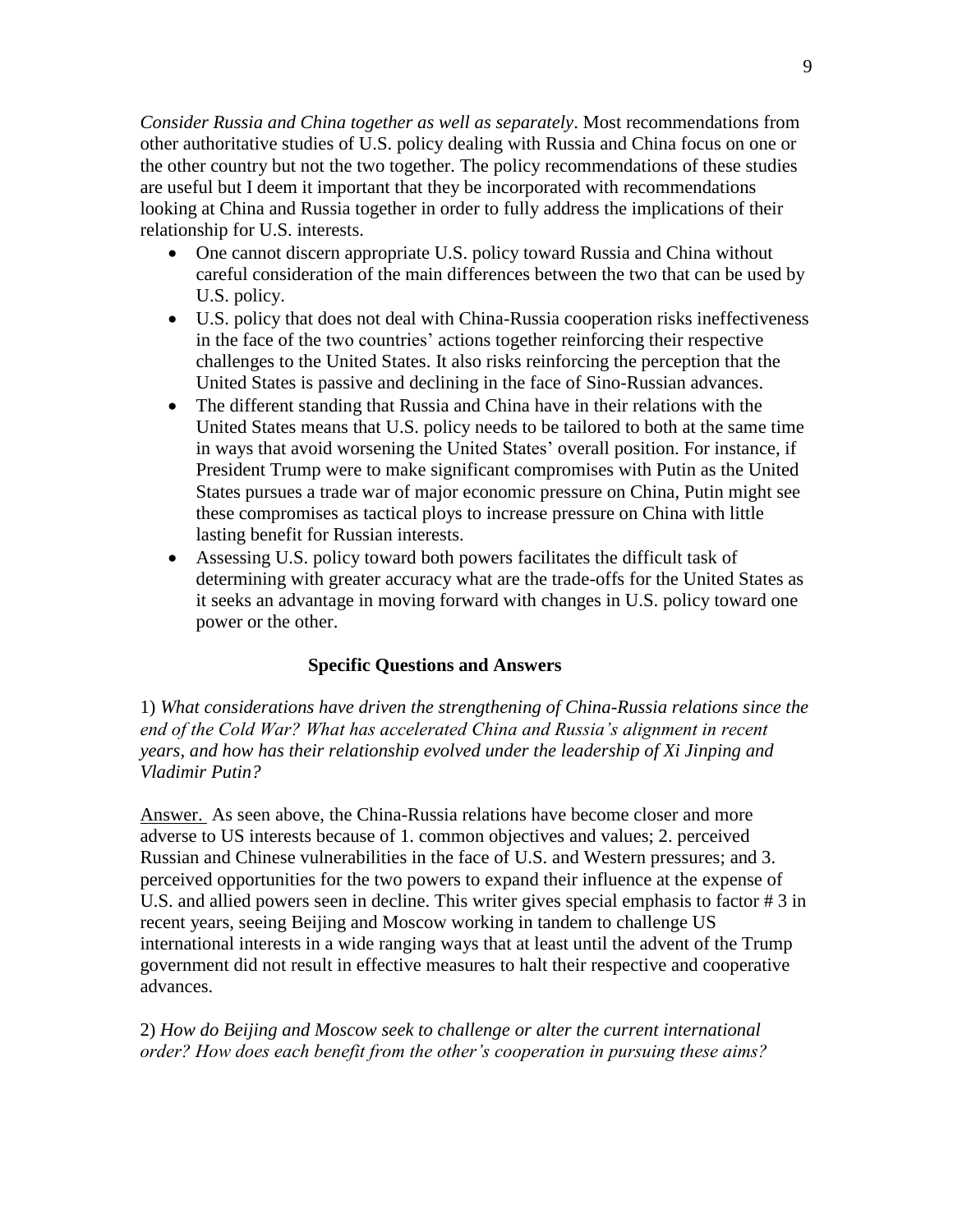*Consider Russia and China together as well as separately*. Most recommendations from other authoritative studies of U.S. policy dealing with Russia and China focus on one or the other country but not the two together. The policy recommendations of these studies are useful but I deem it important that they be incorporated with recommendations looking at China and Russia together in order to fully address the implications of their relationship for U.S. interests.

- One cannot discern appropriate U.S. policy toward Russia and China without careful consideration of the main differences between the two that can be used by U.S. policy.
- U.S. policy that does not deal with China-Russia cooperation risks ineffectiveness in the face of the two countries' actions together reinforcing their respective challenges to the United States. It also risks reinforcing the perception that the United States is passive and declining in the face of Sino-Russian advances.
- The different standing that Russia and China have in their relations with the United States means that U.S. policy needs to be tailored to both at the same time in ways that avoid worsening the United States' overall position. For instance, if President Trump were to make significant compromises with Putin as the United States pursues a trade war of major economic pressure on China, Putin might see these compromises as tactical ploys to increase pressure on China with little lasting benefit for Russian interests.
- Assessing U.S. policy toward both powers facilitates the difficult task of determining with greater accuracy what are the trade-offs for the United States as it seeks an advantage in moving forward with changes in U.S. policy toward one power or the other.

**Specific Questions and Answers**

1) *What considerations have driven the strengthening of China-Russia relations since the end of the Cold War? What has accelerated China and Russia's alignment in recent years, and how has their relationship evolved under the leadership of Xi Jinping and Vladimir Putin?*

Answer. As seen above, the China-Russia relations have become closer and more adverse to US interests because of 1. common objectives and values; 2. perceived Russian and Chinese vulnerabilities in the face of U.S. and Western pressures; and 3. perceived opportunities for the two powers to expand their influence at the expense of U.S. and allied powers seen in decline. This writer gives special emphasis to factor # 3 in recent years, seeing Beijing and Moscow working in tandem to challenge US international interests in a wide ranging ways that at least until the advent of the Trump government did not result in effective measures to halt their respective and cooperative advances.

2) *How do Beijing and Moscow seek to challenge or alter the current international order? How does each benefit from the other's cooperation in pursuing these aims?*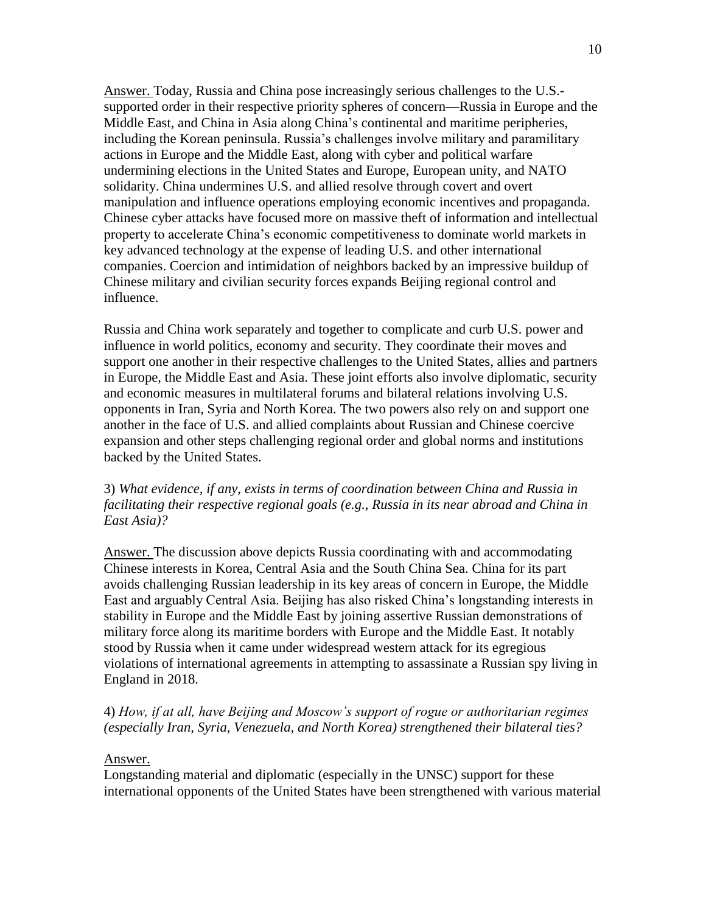Answer. Today, Russia and China pose increasingly serious challenges to the U.S.-supported order in their respective priority spheres of concern—Russia in Europe and the Middle East, and China in Asia along China's continental and maritime peripheries, including the Korean peninsula. Russia's challenges involve military and paramilitary actions in Europe and the Middle East, along with cyber and political warfare undermining elections in the United States and Europe, European unity, and NATO solidarity. China undermines U.S. and allied resolve through covert and overt manipulation and influence operations employing economic incentives and propaganda. Chinese cyber attacks have focused more on massive theft of information and intellectual property to accelerate China's economic competitiveness to dominate world markets in key advanced technology at the expense of leading U.S. and other international companies. Coercion and intimidation of neighbors backed by an impressive buildup of Chinese military and civilian security forces expands Beijing regional control and influence.

Russia and China work separately and together to complicate and curb U.S. power and influence in world politics, economy and security. They coordinate their moves and support one another in their respective challenges to the United States, allies and partners in Europe, the Middle East and Asia. These joint efforts also involve diplomatic, security and economic measures in multilateral forums and bilateral relations involving U.S. opponents in Iran, Syria and North Korea. The two powers also rely on and support one another in the face of U.S. and allied complaints about Russian and Chinese coercive expansion and other steps challenging regional order and global norms and institutions backed by the United States.

3) *What evidence, if any, exists in terms of coordination between China and Russia in facilitating their respective regional goals (e.g., Russia in its near abroad and China in East Asia)?*

Answer. The discussion above depicts Russia coordinating with and accommodating Chinese interests in Korea, Central Asia and the South China Sea. China for its part avoids challenging Russian leadership in its key areas of concern in Europe, the Middle East and arguably Central Asia. Beijing has also risked China's longstanding interests in stability in Europe and the Middle East by joining assertive Russian demonstrations of military force along its maritime borders with Europe and the Middle East. It notably stood by Russia when it came under widespread western attack for its egregious violations of international agreements in attempting to assassinate a Russian spy living in England in 2018.

4) *How, if at all, have Beijing and Moscow's support of rogue or authoritarian regimes (especially Iran, Syria, Venezuela, and North Korea) strengthened their bilateral ties?*

Answer.

Longstanding material and diplomatic (especially in the UNSC) support for these international opponents of the United States have been strengthened with various material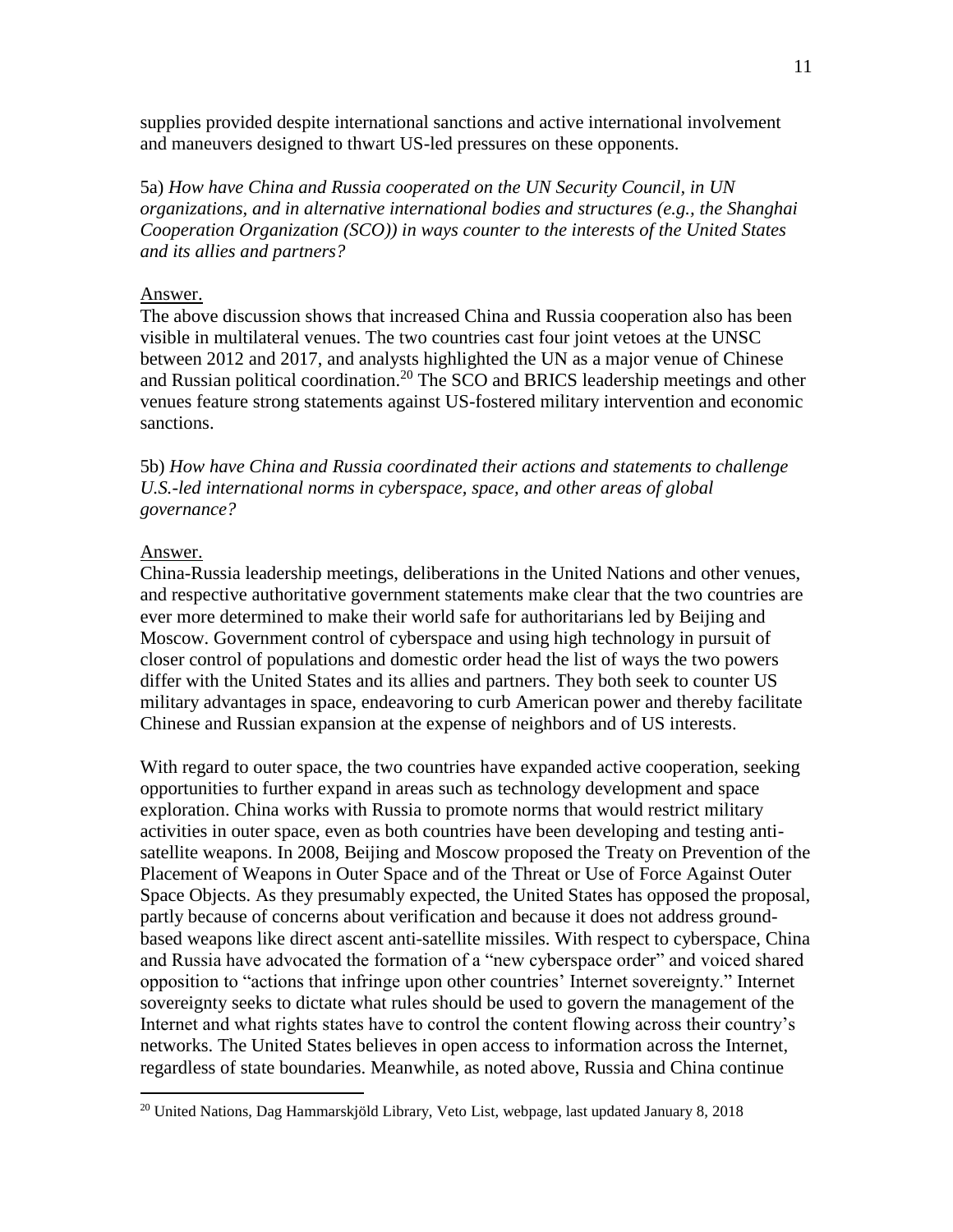supplies provided despite international sanctions and active international involvement and maneuvers designed to thwart US-led pressures on these opponents.

5a) *How have China and Russia cooperated on the UN Security Council, in UN organizations, and in alternative international bodies and structures (e.g., the Shanghai Cooperation Organization (SCO)) in ways counter to the interests of the United States and its allies and partners?*

Answer.

The above discussion shows that increased China and Russia cooperation also has been visible in multilateral venues. The two countries cast four joint vetoes at the UNSC between 2012 and 2017, and analysts highlighted the UN as a major venue of Chinese and Russian political coordination.[20] The SCO and BRICS leadership meetings and other venues feature strong statements against US-fostered military intervention and economic sanctions.

5b) *How have China and Russia coordinated their actions and statements to challenge U.S.-led international norms in cyberspace, space, and other areas of global governance?*

Answer.

China-Russia leadership meetings, deliberations in the United Nations and other venues, and respective authoritative government statements make clear that the two countries are ever more determined to make their world safe for authoritarians led by Beijing and Moscow. Government control of cyberspace and using high technology in pursuit of closer control of populations and domestic order head the list of ways the two powers differ with the United States and its allies and partners. They both seek to counter US military advantages in space, endeavoring to curb American power and thereby facilitate Chinese and Russian expansion at the expense of neighbors and of US interests.

With regard to outer space, the two countries have expanded active cooperation, seeking opportunities to further expand in areas such as technology development and space exploration. China works with Russia to promote norms that would restrict military activities in outer space, even as both countries have been developing and testing anti-satellite weapons. In 2008, Beijing and Moscow proposed the Treaty on Prevention of the Placement of Weapons in Outer Space and of the Threat or Use of Force Against Outer Space Objects. As they presumably expected, the United States has opposed the proposal, partly because of concerns about verification and because it does not address ground-based weapons like direct ascent anti-satellite missiles. With respect to cyberspace, China and Russia have advocated the formation of a "new cyberspace order" and voiced shared opposition to "actions that infringe upon other countries' Internet sovereignty." Internet sovereignty seeks to dictate what rules should be used to govern the management of the Internet and what rights states have to control the content flowing across their country's networks. The United States believes in open access to information across the Internet, regardless of state boundaries. Meanwhile, as noted above, Russia and China continue

[20] United Nations, Dag Hammarskjöld Library, Veto List, webpage, last updated January 8, 2018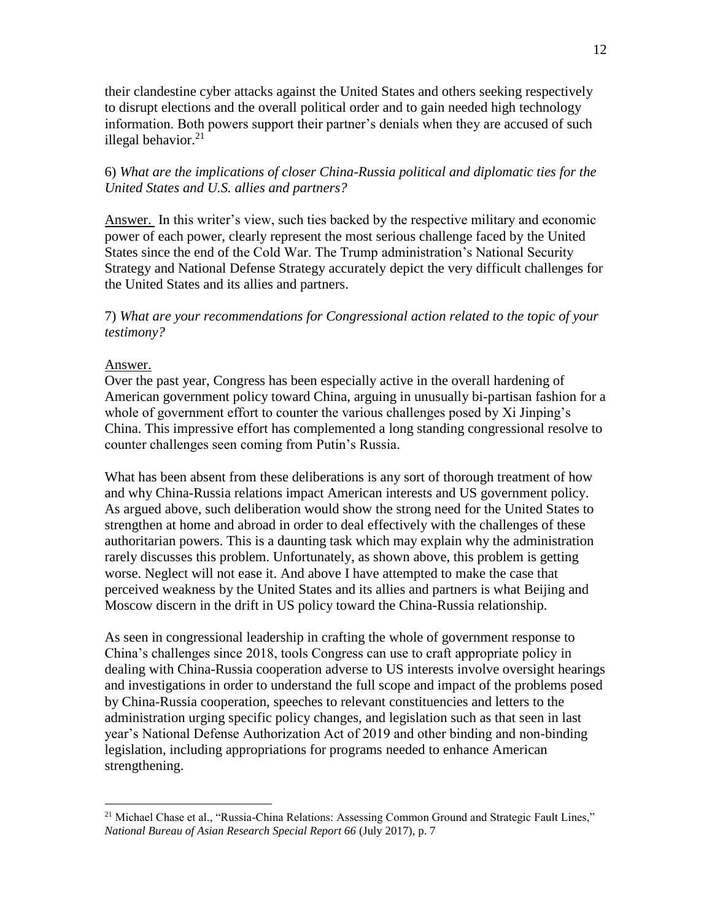their clandestine cyber attacks against the United States and others seeking respectively to disrupt elections and the overall political order and to gain needed high technology information. Both powers support their partner's denials when they are accused of such illegal behavior.[21]

6) *What are the implications of closer China-Russia political and diplomatic ties for the United States and U.S. allies and partners?*

Answer. In this writer's view, such ties backed by the respective military and economic power of each power, clearly represent the most serious challenge faced by the United States since the end of the Cold War. The Trump administration's National Security Strategy and National Defense Strategy accurately depict the very difficult challenges for the United States and its allies and partners.

7) *What are your recommendations for Congressional action related to the topic of your testimony?*

Answer.

Over the past year, Congress has been especially active in the overall hardening of American government policy toward China, arguing in unusually bi-partisan fashion for a whole of government effort to counter the various challenges posed by Xi Jinping's China. This impressive effort has complemented a long standing congressional resolve to counter challenges seen coming from Putin's Russia.

What has been absent from these deliberations is any sort of thorough treatment of how and why China-Russia relations impact American interests and US government policy. As argued above, such deliberation would show the strong need for the United States to strengthen at home and abroad in order to deal effectively with the challenges of these authoritarian powers. This is a daunting task which may explain why the administration rarely discusses this problem. Unfortunately, as shown above, this problem is getting worse. Neglect will not ease it. And above I have attempted to make the case that perceived weakness by the United States and its allies and partners is what Beijing and Moscow discern in the drift in US policy toward the China-Russia relationship.

As seen in congressional leadership in crafting the whole of government response to China's challenges since 2018, tools Congress can use to craft appropriate policy in dealing with China-Russia cooperation adverse to US interests involve oversight hearings and investigations in order to understand the full scope and impact of the problems posed by China-Russia cooperation, speeches to relevant constituencies and letters to the administration urging specific policy changes, and legislation such as that seen in last year's National Defense Authorization Act of 2019 and other binding and non-binding legislation, including appropriations for programs needed to enhance American strengthening.

[21] Michael Chase et al., "Russia-China Relations: Assessing Common Ground and Strategic Fault Lines," *National Bureau of Asian Research Special Report 66* (July 2017), p. 7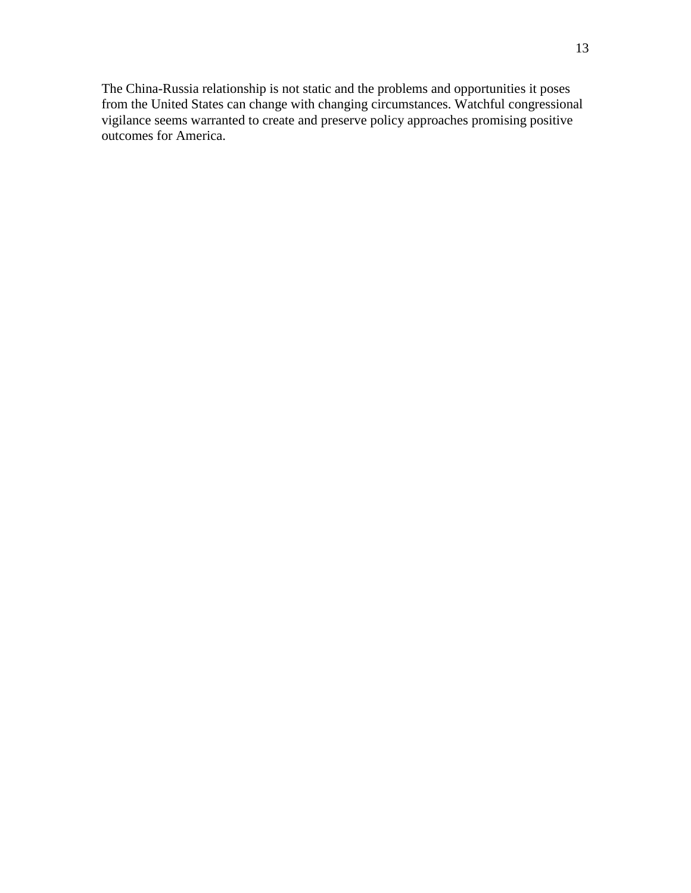The China-Russia relationship is not static and the problems and opportunities it poses from the United States can change with changing circumstances. Watchful congressional vigilance seems warranted to create and preserve policy approaches promising positive outcomes for America.